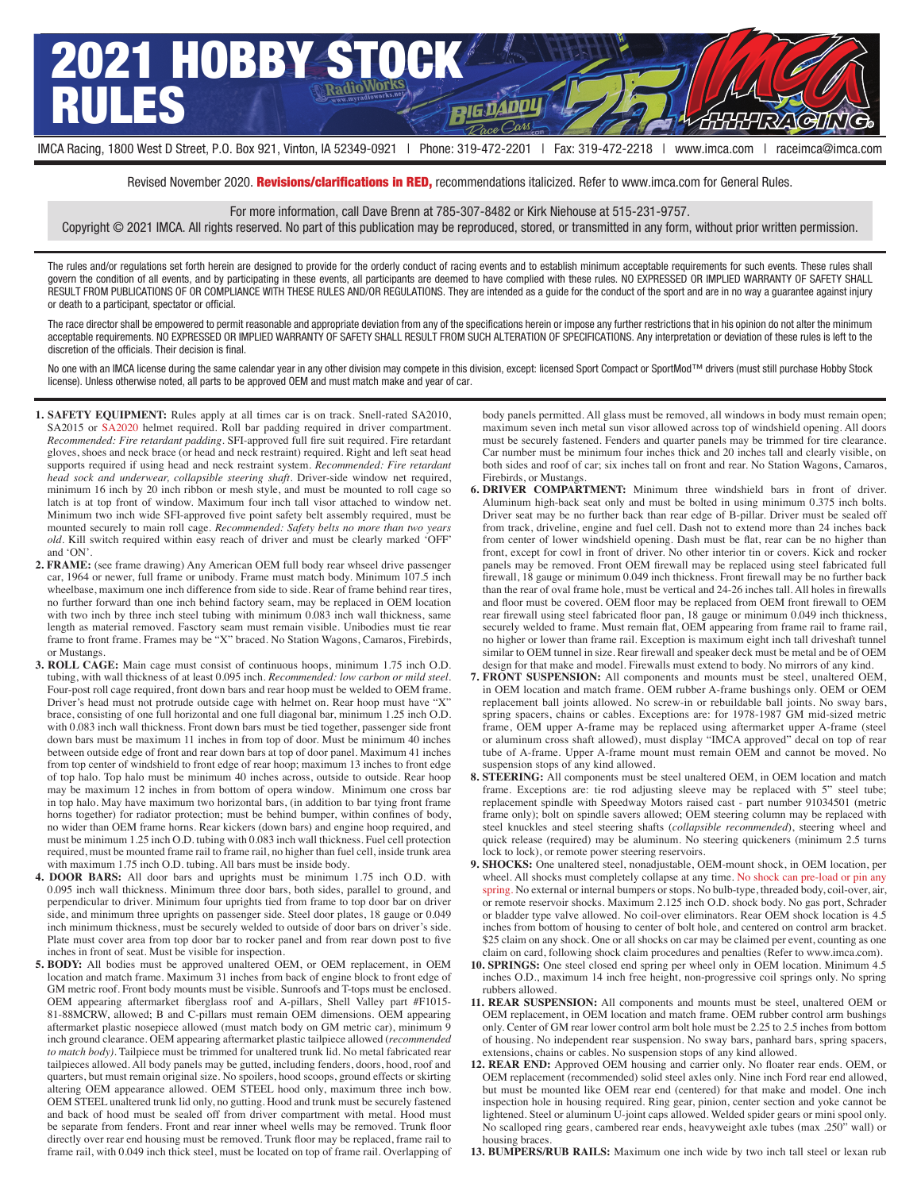# 2021 HOBBY STOCK RULES

IMCA Racing, 1800 West D Street, P.O. Box 921, Vinton, IA 52349-0921 | Phone: 319-472-2201 | Fax: 319-472-2218 | www.imca.com | raceimca@imca.com

Revised November 2020. **Revisions/clarifications in RED,** recommendations italicized. Refer to www.imca.com for General Rules.

For more information, call Dave Brenn at 785-307-8482 or Kirk Niehouse at 515-231-9757.
Copyright © 2021 IMCA. All rights reserved. No part of this publication may be reproduced, stored, or transmitted in any form, without prior written permission.

The rules and/or regulations set forth herein are designed to provide for the orderly conduct of racing events and to establish minimum acceptable requirements for such events. These rules shall govern the condition of all events, and by participating in these events, all participants are deemed to have complied with these rules. NO EXPRESSED OR IMPLIED WARRANTY OF SAFETY SHALL RESULT FROM PUBLICATIONS OF OR COMPLIANCE WITH THESE RULES AND/OR REGULATIONS. They are intended as a guide for the conduct of the sport and are in no way a guarantee against injury or death to a participant, spectator or official.

The race director shall be empowered to permit reasonable and appropriate deviation from any of the specifications herein or impose any further restrictions that in his opinion do not alter the minimum acceptable requirements. NO EXPRESSED OR IMPLIED WARRANTY OF SAFETY SHALL RESULT FROM SUCH ALTERATION OF SPECIFICATIONS. Any interpretation or deviation of these rules is left to the discretion of the officials. Their decision is final.

No one with an IMCA license during the same calendar year in any other division may compete in this division, except: licensed Sport Compact or SportMod™ drivers (must still purchase Hobby Stock license). Unless otherwise noted, all parts to be approved OEM and must match make and year of car.

1. **SAFETY EQUIPMENT:** Rules apply at all times car is on track. Snell-rated SA2010, SA2015 or SA2020 helmet required. Roll bar padding required in driver compartment. *Recommended: Fire retardant padding.* SFI-approved full fire suit required. Fire retardant gloves, shoes and neck brace (or head and neck restraint) required. Right and left seat head supports required if using head and neck restraint system. *Recommended: Fire retardant head sock and underwear, collapsible steering shaft.* Driver-side window net required, minimum 16 inch by 20 inch ribbon or mesh style, and must be mounted to roll cage so latch is at top front of window. Maximum four inch tall visor attached to window net. Minimum two inch wide SFI-approved five point safety belt assembly required, must be mounted securely to main roll cage. *Recommended: Safety belts no more than two years old.* Kill switch required within easy reach of driver and must be clearly marked 'OFF' and 'ON'.

2. **FRAME:** (see frame drawing) Any American OEM full body rear whseel drive passenger car, 1964 or newer, full frame or unibody. Frame must match body. Minimum 107.5 inch wheelbase, maximum one inch difference from side to side. Rear of frame behind rear tires, no further forward than one inch behind factory seam, may be replaced in OEM location with two inch by three inch steel tubing with minimum 0.083 inch wall thickness, same length as material removed. Fasctory seam must remain visible. Unibodies must tie rear frame to front frame. Frames may be "X" braced. No Station Wagons, Camaros, Firebirds, or Mustangs.

3. **ROLL CAGE:** Main cage must consist of continuous hoops, minimum 1.75 inch O.D. tubing, with wall thickness of at least 0.095 inch. *Recommended: low carbon or mild steel.* Four-post roll cage required, front down bars and rear hoop must be welded to OEM frame. Driver's head must not protrude outside cage with helmet on. Rear hoop must have "X" brace, consisting of one full horizontal and one full diagonal bar, minimum 1.25 inch O.D. with 0.083 inch wall thickness. Front down bars must be tied together, passenger side front down bars must be maximum 11 inches in from top of door. Must be minimum 40 inches between outside edge of front and rear down bars at top of door panel. Maximum 41 inches from top center of windshield to front edge of rear hoop; maximum 13 inches to front edge of top halo. Top halo must be minimum 40 inches across, outside to outside. Rear hoop may be maximum 12 inches in from bottom of opera window. Minimum one cross bar in top halo. May have maximum two horizontal bars, (in addition to bar tying front frame horns together) for radiator protection; must be behind bumper, within confines of body, no wider than OEM frame horns. Rear kickers (down bars) and engine hoop required, and must be minimum 1.25 inch O.D. tubing with 0.083 inch wall thickness. Fuel cell protection required, must be mounted frame rail to frame rail, no higher than fuel cell, inside trunk area with maximum 1.75 inch O.D. tubing. All bars must be inside body.

4. **DOOR BARS:** All door bars and uprights must be minimum 1.75 inch O.D. with 0.095 inch wall thickness. Minimum three door bars, both sides, parallel to ground, and perpendicular to driver. Minimum four uprights tied from frame to top door bar on driver side, and minimum three uprights on passenger side. Steel door plates, 18 gauge or 0.049 inch minimum thickness, must be securely welded to outside of door bars on driver's side. Plate must cover area from top door bar to rocker panel and from rear down post to five inches in front of seat. Must be visible for inspection.

5. **BODY:** All bodies must be approved unaltered OEM, or OEM replacement, in OEM location and match frame. Maximum 31 inches from back of engine block to front edge of GM metric roof. Front body mounts must be visible. Sunroofs and T-tops must be enclosed. OEM appearing aftermarket fiberglass roof and A-pillars, Shell Valley part #F1015-81-88MCRW, allowed; B and C-pillars must remain OEM dimensions. OEM appearing aftermarket plastic nosepiece allowed (must match body on GM metric car), minimum 9 inch ground clearance. OEM appearing aftermarket plastic tailpiece allowed (*recommended to match body*). Tailpiece must be trimmed for unaltered trunk lid. No metal fabricated rear tailpieces allowed. All body panels may be gutted, including fenders, doors, hood, roof and quarters, but must remain original size. No spoilers, hood scoops, ground effects or skirting altering OEM appearance allowed. OEM STEEL hood only, maximum three inch bow. OEM STEEL unaltered trunk lid only, no gutting. Hood and trunk must be securely fastened and back of hood must be sealed off from driver compartment with metal. Hood must be separate from fenders. Front and rear inner wheel wells may be removed. Trunk floor directly over rear end housing must be removed. Trunk floor may be replaced, frame rail to frame rail, with 0.049 inch thick steel, must be located on top of frame rail. Overlapping of body panels permitted. All glass must be removed, all windows in body must remain open; maximum seven inch metal sun visor allowed across top of windshield opening. All doors must be securely fastened. Fenders and quarter panels may be trimmed for tire clearance. Car number must be minimum four inches thick and 20 inches tall and clearly visible, on both sides and roof of car; six inches tall on front and rear. No Station Wagons, Camaros, Firebirds, or Mustangs.

6. **DRIVER COMPARTMENT:** Minimum three windshield bars in front of driver. Aluminum high-back seat only and must be bolted in using minimum 0.375 inch bolts. Driver seat may be no further back than rear edge of B-pillar. Driver must be sealed off from track, driveline, engine and fuel cell. Dash not to extend more than 24 inches back from center of lower windshield opening. Dash must be flat, rear can be no higher than front, except for cowl in front of driver. No other interior tin or covers. Kick and rocker panels may be removed. Front OEM firewall may be replaced using steel fabricated full firewall, 18 gauge or minimum 0.049 inch thickness. Front firewall may be no further back than the rear of oval frame hole, must be vertical and 24-26 inches tall. All holes in firewalls and floor must be covered. OEM floor may be replaced from OEM front firewall to OEM rear firewall using steel fabricated floor pan, 18 gauge or minimum 0.049 inch thickness, securely welded to frame. Must remain flat, OEM appearing from frame rail to frame rail, no higher or lower than frame rail. Exception is maximum eight inch tall driveshaft tunnel similar to OEM tunnel in size. Rear firewall and speaker deck must be metal and be of OEM design for that make and model. Firewalls must extend to body. No mirrors of any kind.

7. **FRONT SUSPENSION:** All components and mounts must be steel, unaltered OEM, in OEM location and match frame. OEM rubber A-frame bushings only. OEM or OEM replacement ball joints allowed. No screw-in or rebuildable ball joints. No sway bars, spring spacers, chains or cables. Exceptions are: for 1978-1987 GM mid-sized metric frame, OEM upper A-frame may be replaced using aftermarket upper A-frame (steel or aluminum cross shaft allowed), must display "IMCA approved" decal on top of rear tube of A-frame. Upper A-frame mount must remain OEM and cannot be moved. No suspension stops of any kind allowed.

8. **STEERING:** All components must be steel unaltered OEM, in OEM location and match frame. Exceptions are: tie rod adjusting sleeve may be replaced with 5" steel tube; replacement spindle with Speedway Motors raised cast - part number 91034501 (metric frame only); bolt on spindle savers allowed; OEM steering column may be replaced with steel knuckles and steel steering shafts (*collapsible recommended*), steering wheel and quick release (required) may be aluminum. No steering quickeners (minimum 2.5 turns lock to lock), or remote power steering reservoirs.

9. **SHOCKS:** One unaltered steel, nonadjustable, OEM-mount shock, in OEM location, per wheel. All shocks must completely collapse at any time. No shock can pre-load or pin any spring. No external or internal bumpers or stops. No bulb-type, threaded body, coil-over, air, or remote reservoir shocks. Maximum 2.125 inch O.D. shock body. No gas port, Schrader or bladder type valve allowed. No coil-over eliminators. Rear OEM shock location is 4.5 inches from bottom of housing to center of bolt hole, and centered on control arm bracket. $25 claim on any shock. One or all shocks on car may be claimed per event, counting as one claim on card, following shock claim procedures and penalties (Refer to www.imca.com).

10. **SPRINGS:** One steel closed end spring per wheel only in OEM location. Minimum 4.5 inches O.D., maximum 14 inch free height, non-progressive coil springs only. No spring rubbers allowed.

11. **REAR SUSPENSION:** All components and mounts must be steel, unaltered OEM or OEM replacement, in OEM location and match frame. OEM rubber control arm bushings only. Center of GM rear lower control arm bolt hole must be 2.25 to 2.5 inches from bottom of housing. No independent rear suspension. No sway bars, panhard bars, spring spacers, extensions, chains or cables. No suspension stops of any kind allowed.

12. **REAR END:** Approved OEM housing and carrier only. No floater rear ends. OEM, or OEM replacement (recommended) solid steel axles only. Nine inch Ford rear end allowed, but must be mounted like OEM rear end (centered) for that make and model. One inch inspection hole in housing required. Ring gear, pinion, center section and yoke cannot be lightened. Steel or aluminum U-joint caps allowed. Welded spider gears or mini spool only. No scalloped ring gears, cambered rear ends, heavyweight axle tubes (max .250" wall) or housing braces.

13. **BUMPERS/RUB RAILS:** Maximum one inch wide by two inch tall steel or lexan rub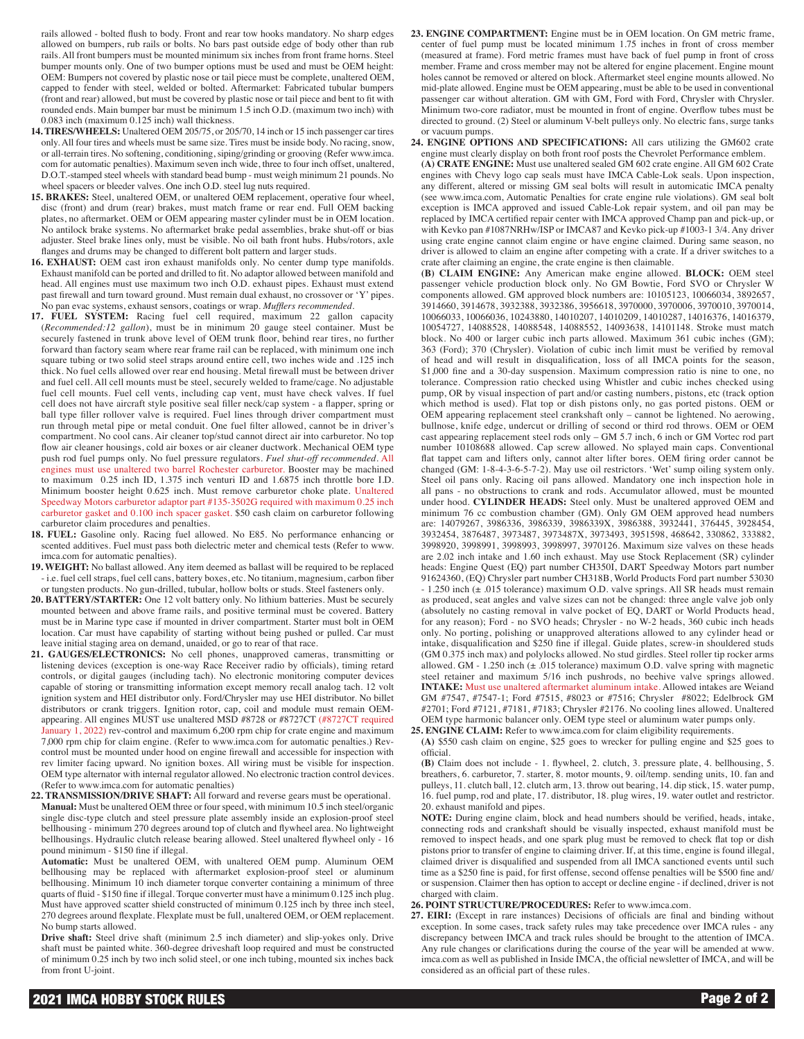rails allowed - bolted flush to body. Front and rear tow hooks mandatory. No sharp edges allowed on bumpers, rub rails or bolts. No bars past outside edge of body other than rub rails. All front bumpers must be mounted minimum six inches from front frame horns. Steel bumper mounts only. One of two bumper options must be used and must be OEM height: OEM: Bumpers not covered by plastic nose or tail piece must be complete, unaltered OEM, capped to fender with steel, welded or bolted. Aftermarket: Fabricated tubular bumpers (front and rear) allowed, but must be covered by plastic nose or tail piece and bent to fit with rounded ends. Main bumper bar must be minimum 1.5 inch O.D. (maximum two inch) with 0.083 inch (maximum 0.125 inch) wall thickness.

**14. TIRES/WHEELS:** Unaltered OEM 205/75, or 205/70, 14 inch or 15 inch passenger car tires only. All four tires and wheels must be same size. Tires must be inside body. No racing, snow, or all-terrain tires. No softening, conditioning, siping/grinding or grooving (Refer www.imca.com for automatic penalties). Maximum seven inch wide, three to four inch offset, unaltered, D.O.T.-stamped steel wheels with standard bead bump - must weigh minimum 21 pounds. No wheel spacers or bleeder valves. One inch O.D. steel lug nuts required.

**15. BRAKES:** Steel, unaltered OEM, or unaltered OEM replacement, operative four wheel, disc (front) and drum (rear) brakes, must match frame or rear end. Full OEM backing plates, no aftermarket. OEM or OEM appearing master cylinder must be in OEM location. No antilock brake systems. No aftermarket brake pedal assemblies, brake shut-off or bias adjuster. Steel brake lines only, must be visible. No oil bath front hubs. Hubs/rotors, axle flanges and drums may be changed to different bolt pattern and larger studs.

**16. EXHAUST:** OEM cast iron exhaust manifolds only. No center dump type manifolds. Exhaust manifold can be ported and drilled to fit. No adaptor allowed between manifold and head. All engines must use maximum two inch O.D. exhaust pipes. Exhaust must extend past firewall and turn toward ground. Must remain dual exhaust, no crossover or 'Y' pipes. No pan evac systems, exhaust sensors, coatings or wrap. *Mufflers recommended.*

**17. FUEL SYSTEM:** Racing fuel cell required, maximum 22 gallon capacity (*Recommended:12 gallon*), must be in minimum 20 gauge steel container. Must be securely fastened in trunk above level of OEM trunk floor, behind rear tires, no further forward than factory seam where rear frame rail can be replaced, with minimum one inch square tubing or two solid steel straps around entire cell, two inches wide and .125 inch thick. No fuel cells allowed over rear end housing. Metal firewall must be between driver and fuel cell. All cell mounts must be steel, securely welded to frame/cage. No adjustable fuel cell mounts. Fuel cell vents, including cap vent, must have check valves. If fuel cell does not have aircraft style positive seal filler neck/cap system - a flapper, spring or ball type filler rollover valve is required. Fuel lines through driver compartment must run through metal pipe or metal conduit. One fuel filter allowed, cannot be in driver's compartment. No cool cans. Air cleaner top/stud cannot direct air into carburetor. No top flow air cleaner housings, cold air boxes or air cleaner ductwork. Mechanical OEM type push rod fuel pumps only. No fuel pressure regulators. *Fuel shut-off recommended.* All engines must use unaltered two barrel Rochester carburetor. Booster may be machined to maximum 0.25 inch ID, 1.375 inch venturi ID and 1.6875 inch throttle bore I.D. Minimum booster height 0.625 inch. Must remove carburetor choke plate. Unaltered Speedway Motors carburetor adaptor part #135-3502G required with maximum 0.25 inch carburetor gasket and 0.100 inch spacer gasket. $50 cash claim on carburetor following carburetor claim procedures and penalties.

**18. FUEL:** Gasoline only. Racing fuel allowed. No E85. No performance enhancing or scented additives. Fuel must pass both dielectric meter and chemical tests (Refer to www.imca.com for automatic penalties).

**19. WEIGHT:** No ballast allowed. Any item deemed as ballast will be required to be replaced - i.e. fuel cell straps, fuel cell cans, battery boxes, etc. No titanium, magnesium, carbon fiber or tungsten products. No gun-drilled, tubular, hollow bolts or studs. Steel fasteners only.

**20. BATTERY/STARTER:** One 12 volt battery only. No lithium batteries. Must be securely mounted between and above frame rails, and positive terminal must be covered. Battery must be in Marine type case if mounted in driver compartment. Starter must bolt in OEM location. Car must have capability of starting without being pushed or pulled. Car must leave initial staging area on demand, unaided, or go to rear of that race.

**21. GAUGES/ELECTRONICS:** No cell phones, unapproved cameras, transmitting or listening devices (exception is one-way Race Receiver radio by officials), timing retard controls, or digital gauges (including tach). No electronic monitoring computer devices capable of storing or transmitting information except memory recall analog tach. 12 volt ignition system and HEI distributor only. Ford/Chrysler may use HEI distributor. No billet distributors or crank triggers. Ignition rotor, cap, coil and module must remain OEM-appearing. All engines MUST use unaltered MSD #8728 or #8727CT (#8727CT required January 1, 2022) rev-control and maximum 6,200 rpm chip for crate engine and maximum 7,000 rpm chip for claim engine. (Refer to www.imca.com for automatic penalties.) Rev-control must be mounted under hood on engine firewall and accessible for inspection with rev limiter facing upward. No ignition boxes. All wiring must be visible for inspection. OEM type alternator with internal regulator allowed. No electronic traction control devices. (Refer to www.imca.com for automatic penalties)

**22. TRANSMISSION/DRIVE SHAFT:** All forward and reverse gears must be operational.

**Manual:** Must be unaltered OEM three or four speed, with minimum 10.5 inch steel/organic single disc-type clutch and steel pressure plate assembly inside an explosion-proof steel bellhousing - minimum 270 degrees around top of clutch and flywheel area. No lightweight bellhousings. Hydraulic clutch release bearing allowed. Steel unaltered flywheel only - 16 pound minimum - $150 fine if illegal.

**Automatic:** Must be unaltered OEM, with unaltered OEM pump. Aluminum OEM bellhousing may be replaced with aftermarket explosion-proof steel or aluminum bellhousing. Minimum 10 inch diameter torque converter containing a minimum of three quarts of fluid - $150 fine if illegal. Torque converter must have a minimum 0.125 inch plug. Must have approved scatter shield constructed of minimum 0.125 inch by three inch steel, 270 degrees around flexplate. Flexplate must be full, unaltered OEM, or OEM replacement. No bump starts allowed.

**Drive shaft:** Steel drive shaft (minimum 2.5 inch diameter) and slip-yokes only. Drive shaft must be painted white. 360-degree driveshaft loop required and must be constructed of minimum 0.25 inch by two inch solid steel, or one inch tubing, mounted six inches back from front U-joint.

**23. ENGINE COMPARTMENT:** Engine must be in OEM location. On GM metric frame, center of fuel pump must be located minimum 1.75 inches in front of cross member (measured at frame). Ford metric frames must have back of fuel pump in front of cross member. Frame and cross member may not be altered for engine placement. Engine mount holes cannot be removed or altered on block. Aftermarket steel engine mounts allowed. No mid-plate allowed. Engine must be OEM appearing, must be able to be used in conventional passenger car without alteration. GM with GM, Ford with Ford, Chrysler with Chrysler. Minimum two-core radiator, must be mounted in front of engine. Overflow tubes must be directed to ground. (2) Steel or aluminum V-belt pulleys only. No electric fans, surge tanks or vacuum pumps.

**24. ENGINE OPTIONS AND SPECIFICATIONS:** All cars utilizing the GM602 crate engine must clearly display on both front roof posts the Chevrolet Performance emblem.

**(A) CRATE ENGINE:** Must use unaltered sealed GM 602 crate engine. All GM 602 Crate engines with Chevy logo cap seals must have IMCA Cable-Lok seals. Upon inspection, any different, altered or missing GM seal bolts will result in automatic IMCA penalty (see www.imca.com, Automatic Penalties for crate engine rule violations). GM seal bolt exception is IMCA approved and issued Cable-Lok repair system, and oil pan may be replaced by IMCA certified repair center with IMCA approved Champ pan and pick-up, or with Kevko pan #1087NRHw/ISP or IMCA87 and Kevko pick-up #1003-1 3/4. Any driver using crate engine cannot claim engine or have engine claimed. During same season, no driver is allowed to claim an engine after competing with a crate. If a driver switches to a crate after claiming an engine, the crate engine is then claimable.

**(B) CLAIM ENGINE:** Any American make engine allowed. **BLOCK:** OEM steel passenger vehicle production block only. No GM Bowtie, Ford SVO or Chrysler W components allowed. GM approved block numbers are: 10105123, 10066034, 3892657, 3914660, 3914678, 3932388, 3932386, 3956618, 3970000, 3970006, 3970010, 3970014, 10066033, 10066036, 10243880, 14010207, 14010209, 14010287, 14016376, 14016379, 10054727, 14088528, 14088548, 14088552, 14093638, 14101148. Stroke must match block. No 400 or larger cubic inch parts allowed. Maximum 361 cubic inches (GM); 363 (Ford); 370 (Chrysler). Violation of cubic inch limit must be verified by removal of head and will result in disqualification, loss of all IMCA points for the season, $1,000 fine and a 30-day suspension. Maximum compression ratio is nine to one, no tolerance. Compression ratio checked using Whistler and cubic inches checked using pump, OR by visual inspection of part and/or casting numbers, pistons, etc (track option which method is used). Flat top or dish pistons only, no gas ported pistons. OEM or OEM appearing replacement steel crankshaft only – cannot be lightened. No aerowing, bullnose, knife edge, undercut or drilling of second or third rod throws. OEM or OEM cast appearing replacement steel rods only – GM 5.7 inch, 6 inch or GM Vortec rod part number 10108688 allowed. Cap screw allowed. No splayed main caps. Conventional flat tappet cam and lifters only, cannot alter lifter bores. OEM firing order cannot be changed (GM: 1-8-4-3-6-5-7-2). May use oil restrictors. 'Wet' sump oiling system only. Steel oil pans only. Racing oil pans allowed. Mandatory one inch inspection hole in all pans - no obstructions to crank and rods. Accumulator allowed, must be mounted under hood. **CYLINDER HEADS:** Steel only. Must be unaltered approved OEM and minimum 76 cc combustion chamber (GM). Only GM OEM approved head numbers are: 14079267, 3986336, 3986339, 3986339X, 3986388, 3932441, 376445, 3928454, 3932454, 3876487, 3973487, 3973487X, 3973493, 3951598, 468642, 330862, 333882, 3998920, 3998991, 3998993, 3998997, 3970126. Maximum size valves on these heads are 2.02 inch intake and 1.60 inch exhaust. May use Stock Replacement (SR) cylinder heads: Engine Quest (EQ) part number CH350I, DART Speedway Motors part number 91624360, (EQ) Chrysler part number CH318B, World Products Ford part number 53030 - 1.250 inch (± .015 tolerance) maximum O.D. valve springs. All SR heads must remain as produced, seat angles and valve sizes can not be changed: three angle valve job only (absolutely no casting removal in valve pocket of EQ, DART or World Products head, for any reason); Ford - no SVO heads; Chrysler - no W-2 heads, 360 cubic inch heads only. No porting, polishing or unapproved alterations allowed to any cylinder head or intake, disqualification and $250 fine if illegal. Guide plates, screw-in shouldered studs (GM 0.375 inch max) and polylocks allowed. No stud girdles. Steel roller tip rocker arms allowed. GM - 1.250 inch (± .015 tolerance) maximum O.D. valve spring with magnetic steel retainer and maximum 5/16 inch pushrods, no beehive valve springs allowed. **INTAKE:** Must use unaltered aftermarket aluminum intake. Allowed intakes are Weiand GM #7547, #7547-1; Ford #7515, #8023 or #7516; Chrysler #8022; Edelbrock GM #2701; Ford #7121, #7181, #7183; Chrysler #2176. No cooling lines allowed. Unaltered OEM type harmonic balancer only. OEM type steel or aluminum water pumps only.

**25. ENGINE CLAIM:** Refer to www.imca.com for claim eligibility requirements.

**(A)** $550 cash claim on engine, $25 goes to wrecker for pulling engine and $25 goes to official.

**(B)** Claim does not include - 1. flywheel, 2. clutch, 3. pressure plate, 4. bellhousing, 5. breathers, 6. carburetor, 7. starter, 8. motor mounts, 9. oil/temp. sending units, 10. fan and pulleys, 11. clutch ball, 12. clutch arm, 13. throw out bearing, 14. dip stick, 15. water pump, 16. fuel pump, rod and plate, 17. distributor, 18. plug wires, 19. water outlet and restrictor. 20. exhaust manifold and pipes.

**NOTE:** During engine claim, block and head numbers should be verified, heads, intake, connecting rods and crankshaft should be visually inspected, exhaust manifold must be removed to inspect heads, and one spark plug must be removed to check flat top or dish pistons prior to transfer of engine to claiming driver. If, at this time, engine is found illegal, claimed driver is disqualified and suspended from all IMCA sanctioned events until such time as a $250 fine is paid, for first offense, second offense penalties will be $500 fine and/or suspension. Claimer then has option to accept or decline engine - if declined, driver is not charged with claim.

**26. POINT STRUCTURE/PROCEDURES:** Refer to www.imca.com.

**27. EIRI:** (Except in rare instances) Decisions of officials are final and binding without exception. In some cases, track safety rules may take precedence over IMCA rules - any discrepancy between IMCA and track rules should be brought to the attention of IMCA. Any rule changes or clarifications during the course of the year will be amended at www.imca.com as well as published in Inside IMCA, the official newsletter of IMCA, and will be considered as an official part of these rules.